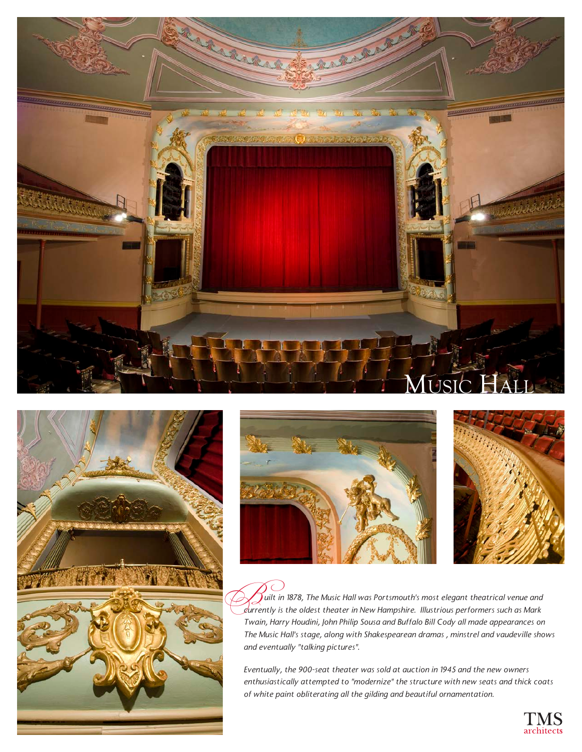# Music Hall

*Built in 1878, The Music Hall was Portsmouth's most elegant theatrical venue and currently is the oldest theater in New Hampshire. Illustrious performers such as Mark Twain, Harry Houdini, John Philip Sousa and Buffalo Bill Cody all made appearances on The Music Hall's stage, along with Shakespearean dramas , minstrel and vaudeville shows and eventually "talking pictures".*

*Eventually, the 900-seat theater was sold at auction in 1945 and the new owners enthusiastically attempted to "modernize" the structure with new seats and thick coats of white paint obliterating all the gilding and beautiful ornamentation.*

TMS architects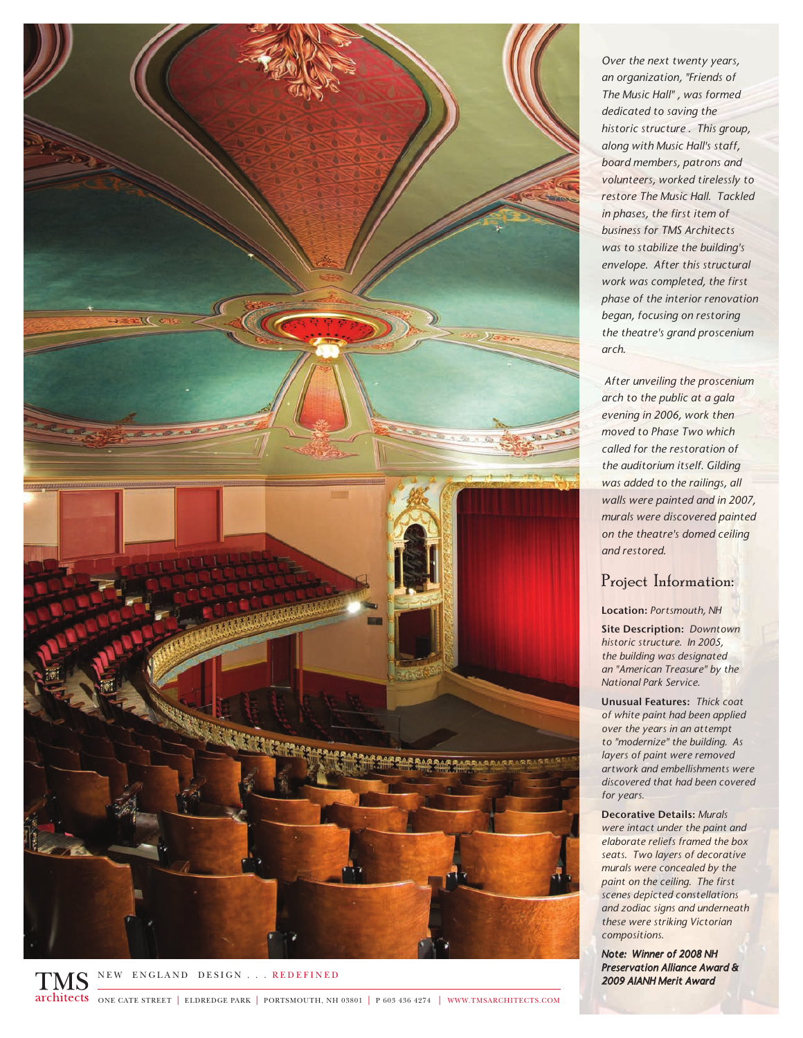*Over the next twenty years, an organization, "Friends of The Music Hall" , was formed dedicated to saving the historic structure . This group, along with Music Hall's staff, board members, patrons and volunteers, worked tirelessly to restore The Music Hall. Tackled in phases, the first item of business for TMS Architects was to stabilize the building's envelope. After this structural work was completed, the first phase of the interior renovation began, focusing on restoring the theatre's grand proscenium arch.*

*After unveiling the proscenium arch to the public at a gala evening in 2006, work then moved to Phase Two which called for the restoration of the auditorium itself. Gilding was added to the railings, all walls were painted and in 2007, murals were discovered painted on the theatre's domed ceiling and restored.*

## Project Information:

**Location:** *Portsmouth, NH*

**Site Description:** *Downtown historic structure. In 2005, the building was designated an "American Treasure" by the National Park Service.*

**Unusual Features:** *Thick coat of white paint had been applied over the years in an attempt to "modernize" the building. As layers of paint were removed artwork and embellishments were discovered that had been covered for years.*

**Decorative Details:** *Murals were intact under the paint and elaborate reliefs framed the box seats. Two layers of decorative murals were concealed by the paint on the ceiling. The first scenes depicted constellations and zodiac signs and underneath these were striking Victorian compositions.*

***Note: Winner of 2008 NH Preservation Alliance Award & 2009 AIANH Merit Award***

TMS architects NEW ENGLAND DESIGN . . . REDEFINED

ONE CATE STREET | ELDREDGE PARK | PORTSMOUTH, NH 03801 | P 603 436 4274 | WWW.TMSARCHITECTS.COM